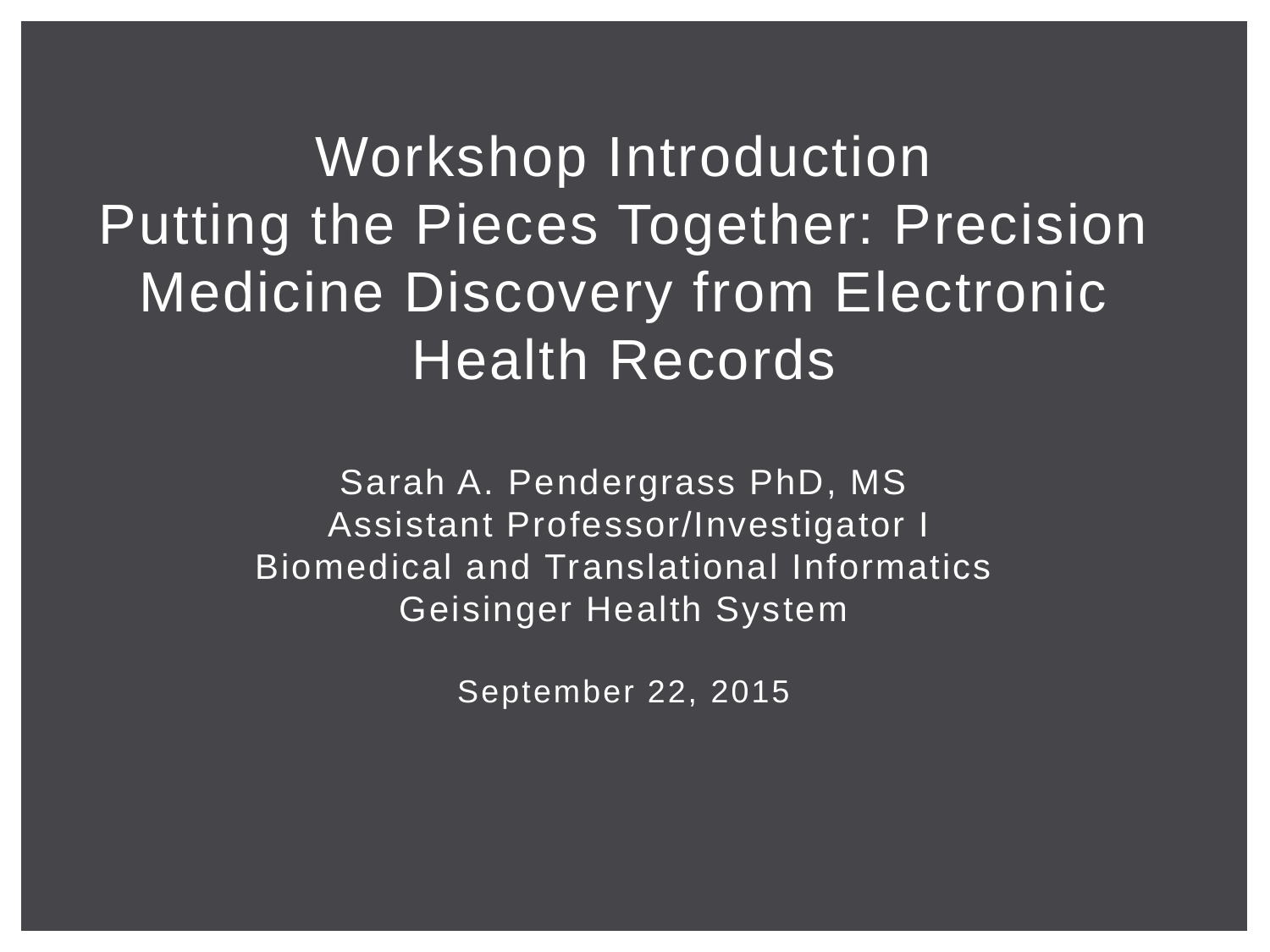# Workshop Introduction
# Putting the Pieces Together: Precision Medicine Discovery from Electronic Health Records

Sarah A. Pendergrass PhD, MS
Assistant Professor/Investigator I
Biomedical and Translational Informatics
Geisinger Health System

September 22, 2015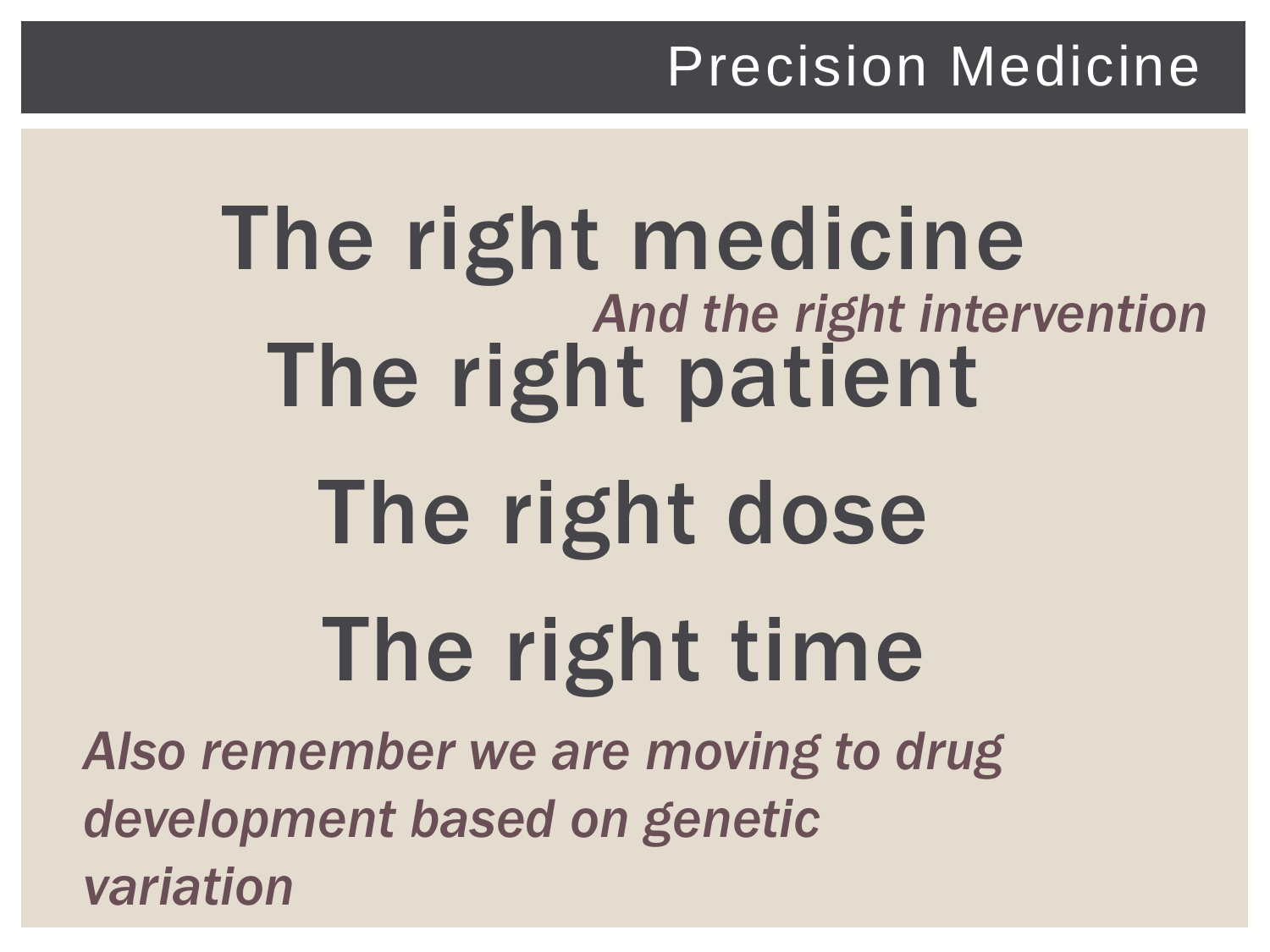# Precision Medicine

## The right medicine

*And the right intervention*

## The right patient

## The right dose

## The right time

*Also remember we are moving to drug development based on genetic variation*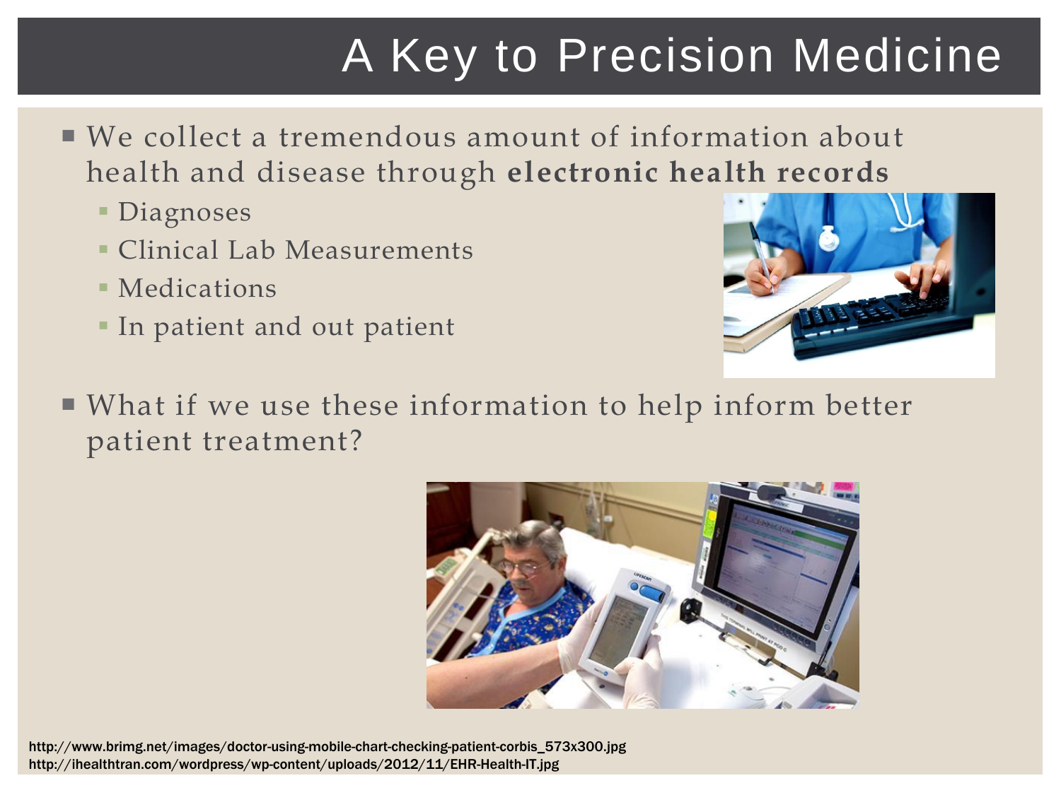# A Key to Precision Medicine

- We collect a tremendous amount of information about health and disease through **electronic health records**
  - Diagnoses
  - Clinical Lab Measurements
  - Medications
  - In patient and out patient
- What if we use these information to help inform better patient treatment?

http://www.brimg.net/images/doctor-using-mobile-chart-checking-patient-corbis_573x300.jpg
http://ihealthtran.com/wordpress/wp-content/uploads/2012/11/EHR-Health-IT.jpg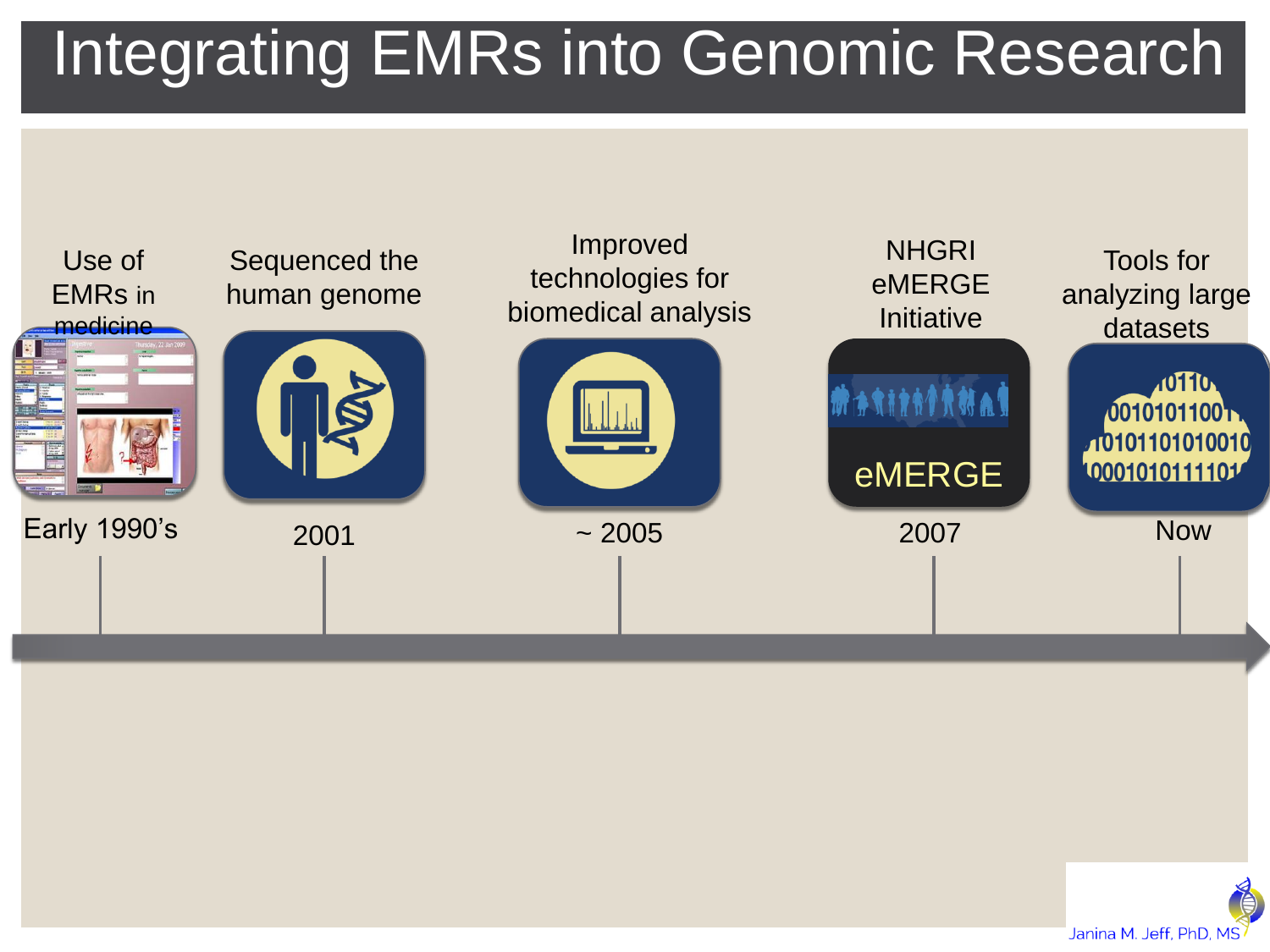# Integrating EMRs into Genomic Research

- **Early 1990's** — Use of EMRs in medicine
- **2001** — Sequenced the human genome
- **~ 2005** — Improved technologies for biomedical analysis
- **2007** — NHGRI eMERGE Initiative
- **Now** — Tools for analyzing large datasets

Janina M. Jeff, PhD, MS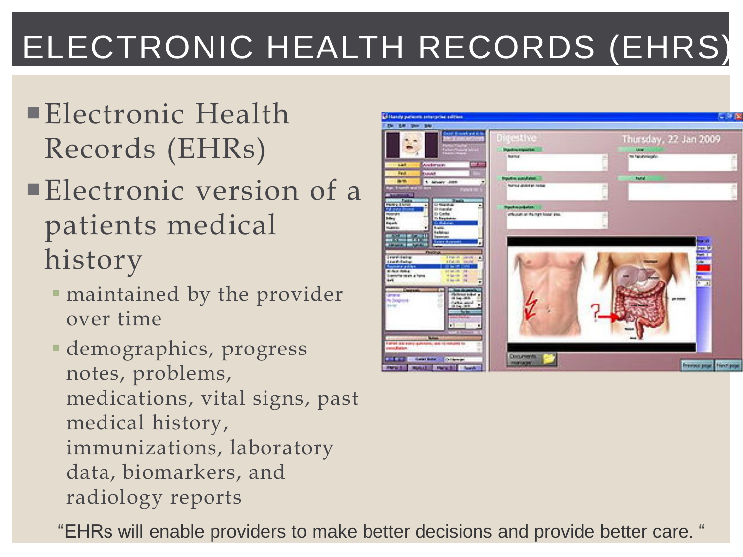# ELECTRONIC HEALTH RECORDS (EHRS)

- Electronic Health Records (EHRs)
- Electronic version of a patients medical history
  - maintained by the provider over time
  - demographics, progress notes, problems, medications, vital signs, past medical history, immunizations, laboratory data, biomarkers, and radiology reports

"EHRs will enable providers to make better decisions and provide better care. "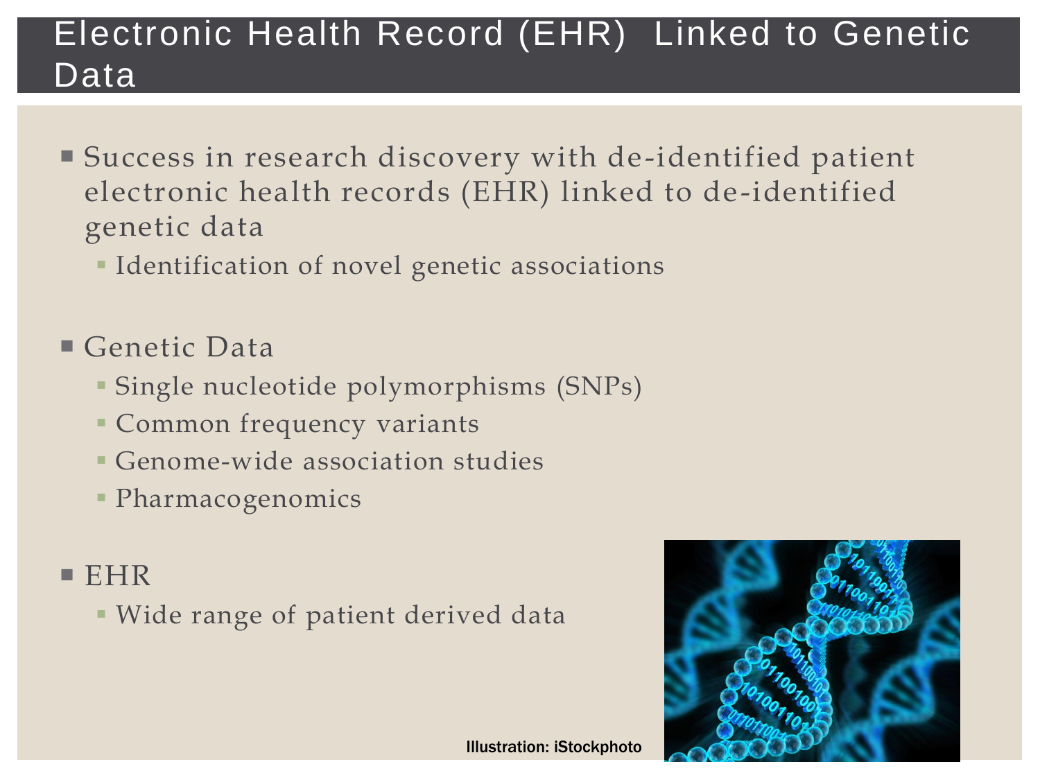# Electronic Health Record (EHR) Linked to Genetic Data

- Success in research discovery with de-identified patient electronic health records (EHR) linked to de-identified genetic data
  - Identification of novel genetic associations

- Genetic Data
  - Single nucleotide polymorphisms (SNPs)
  - Common frequency variants
  - Genome-wide association studies
  - Pharmacogenomics

- EHR
  - Wide range of patient derived data

Illustration: iStockphoto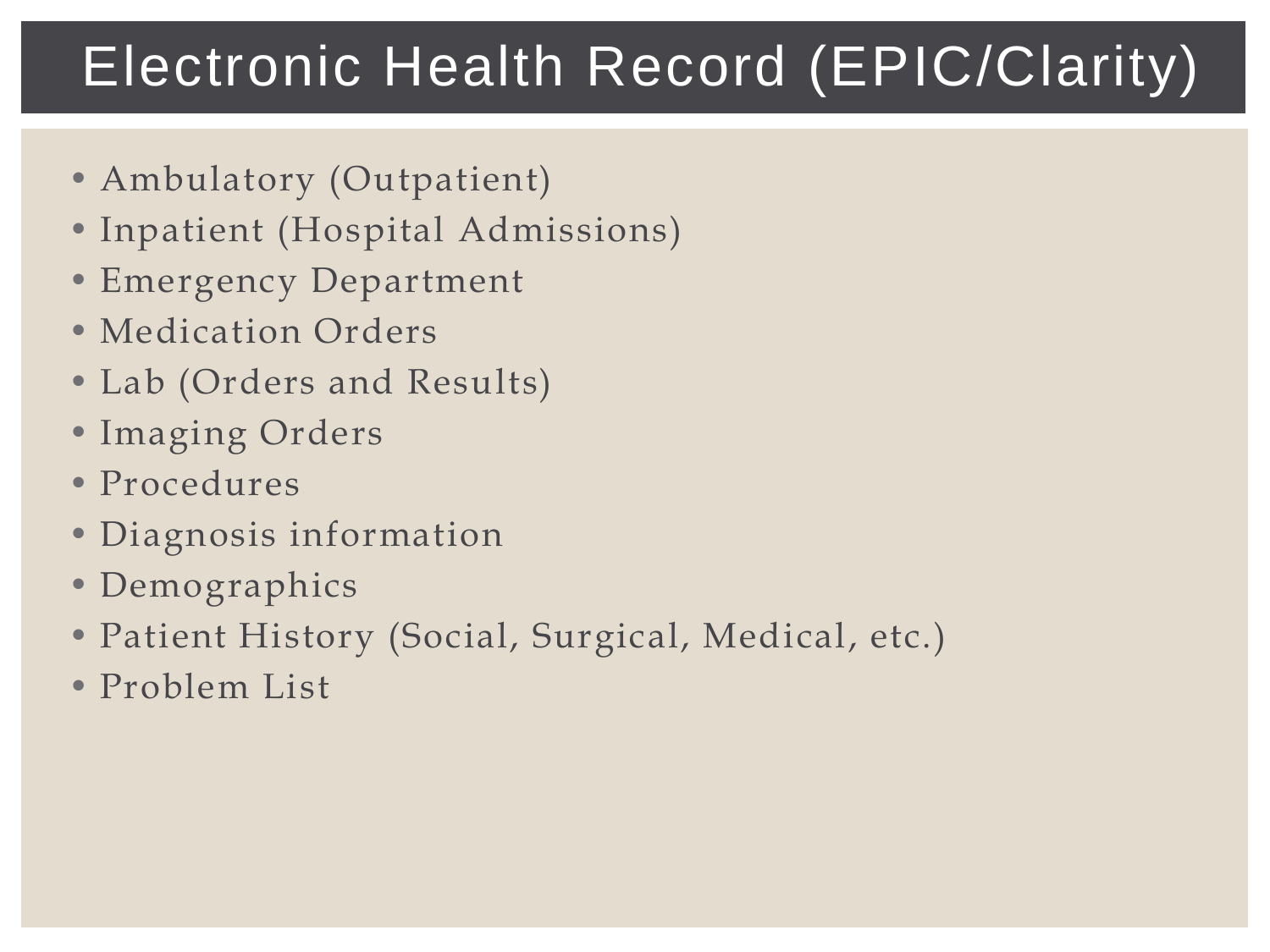# Electronic Health Record (EPIC/Clarity)

- Ambulatory (Outpatient)
- Inpatient (Hospital Admissions)
- Emergency Department
- Medication Orders
- Lab (Orders and Results)
- Imaging Orders
- Procedures
- Diagnosis information
- Demographics
- Patient History (Social, Surgical, Medical, etc.)
- Problem List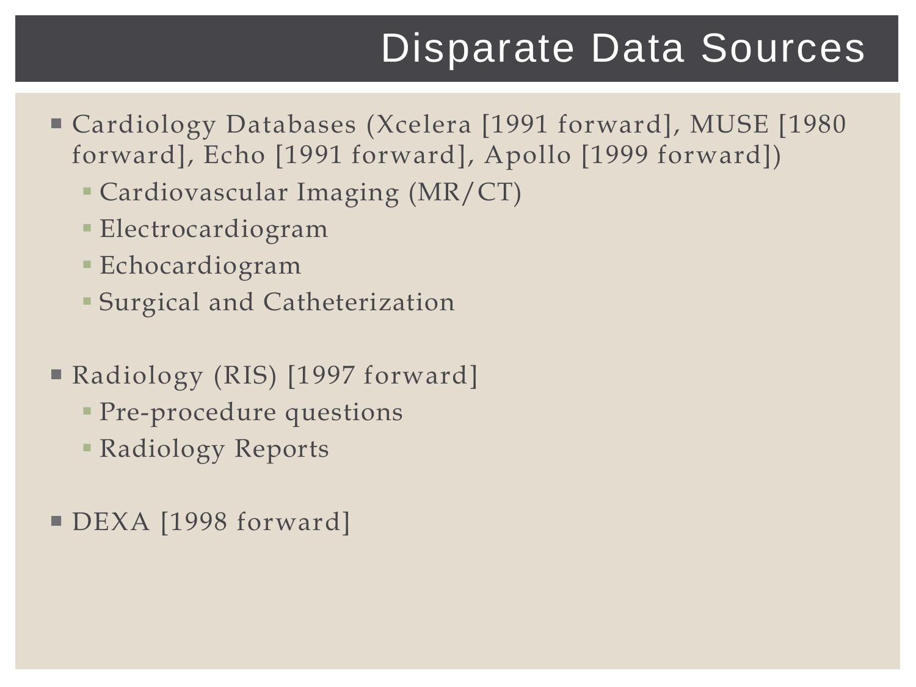# Disparate Data Sources

- Cardiology Databases (Xcelera [1991 forward], MUSE [1980 forward], Echo [1991 forward], Apollo [1999 forward])
  - Cardiovascular Imaging (MR/CT)
  - Electrocardiogram
  - Echocardiogram
  - Surgical and Catheterization
- Radiology (RIS) [1997 forward]
  - Pre-procedure questions
  - Radiology Reports
- DEXA [1998 forward]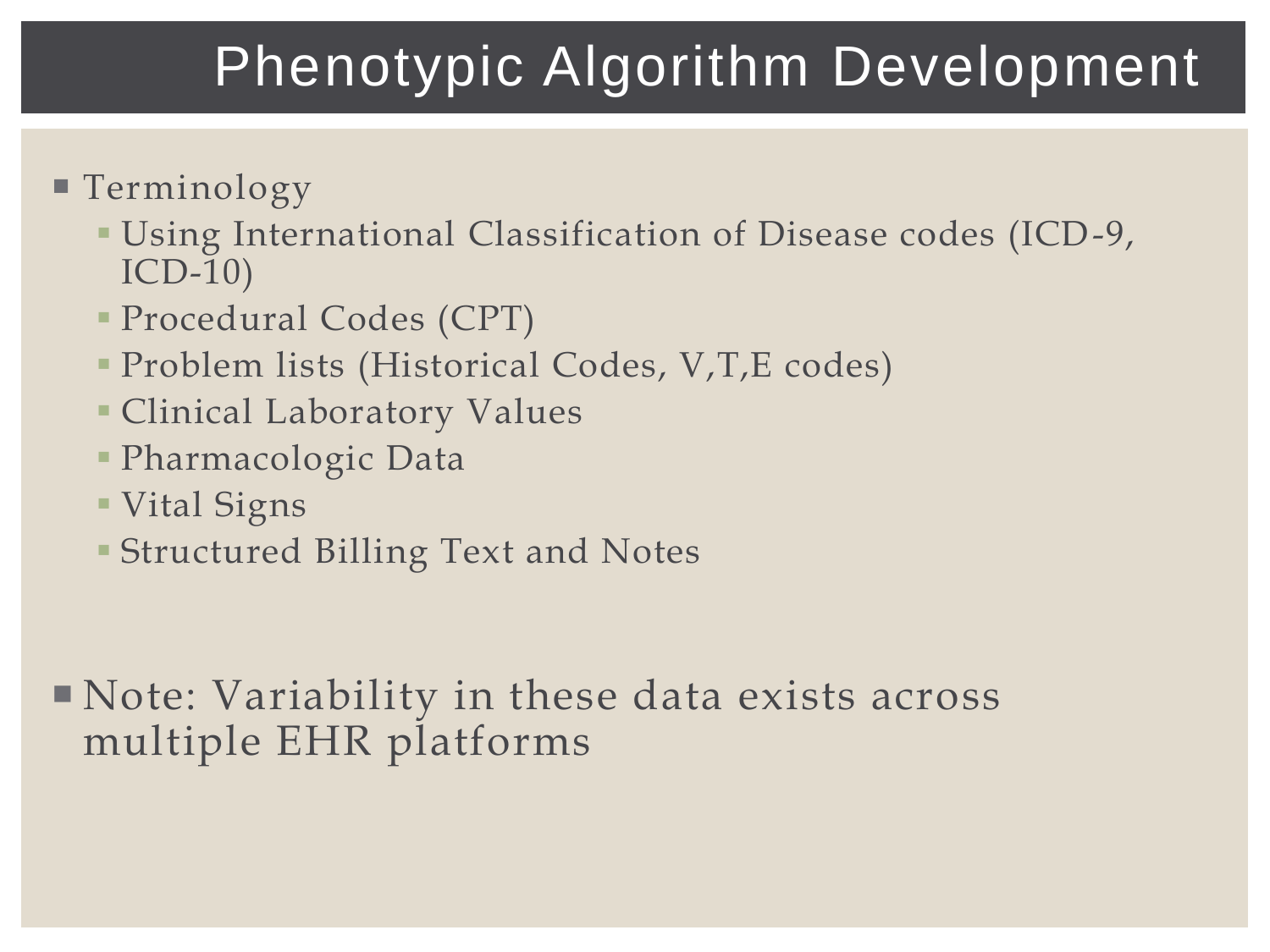# Phenotypic Algorithm Development

- Terminology
  - Using International Classification of Disease codes (ICD-9, ICD-10)
  - Procedural Codes (CPT)
  - Problem lists (Historical Codes, V,T,E codes)
  - Clinical Laboratory Values
  - Pharmacologic Data
  - Vital Signs
  - Structured Billing Text and Notes

- Note: Variability in these data exists across multiple EHR platforms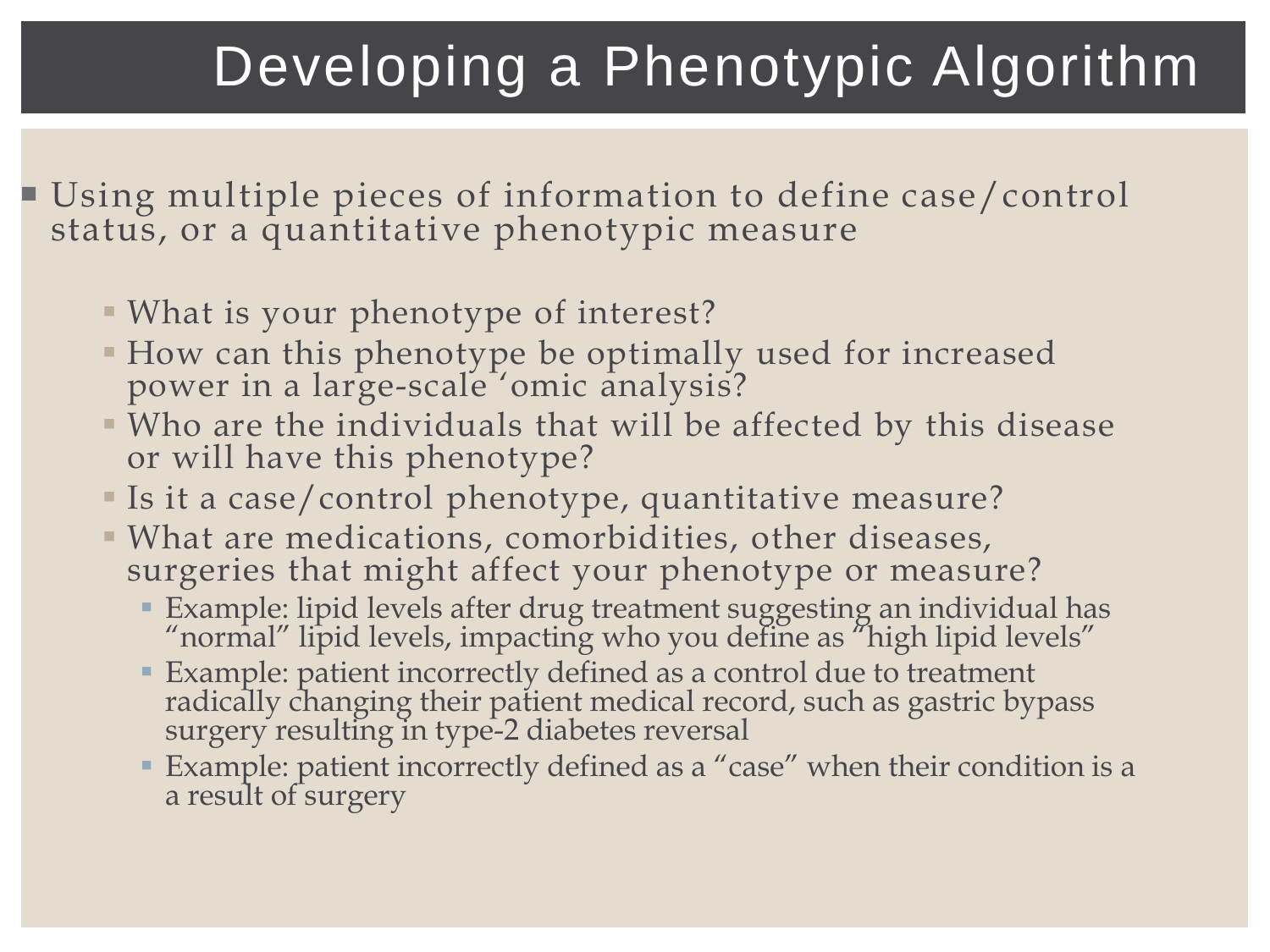# Developing a Phenotypic Algorithm

- Using multiple pieces of information to define case/control status, or a quantitative phenotypic measure
  - What is your phenotype of interest?
  - How can this phenotype be optimally used for increased power in a large-scale ‘omic analysis?
  - Who are the individuals that will be affected by this disease or will have this phenotype?
  - Is it a case/control phenotype, quantitative measure?
  - What are medications, comorbidities, other diseases, surgeries that might affect your phenotype or measure?
    - Example: lipid levels after drug treatment suggesting an individual has “normal” lipid levels, impacting who you define as “high lipid levels”
    - Example: patient incorrectly defined as a control due to treatment radically changing their patient medical record, such as gastric bypass surgery resulting in type-2 diabetes reversal
    - Example: patient incorrectly defined as a “case” when their condition is a a result of surgery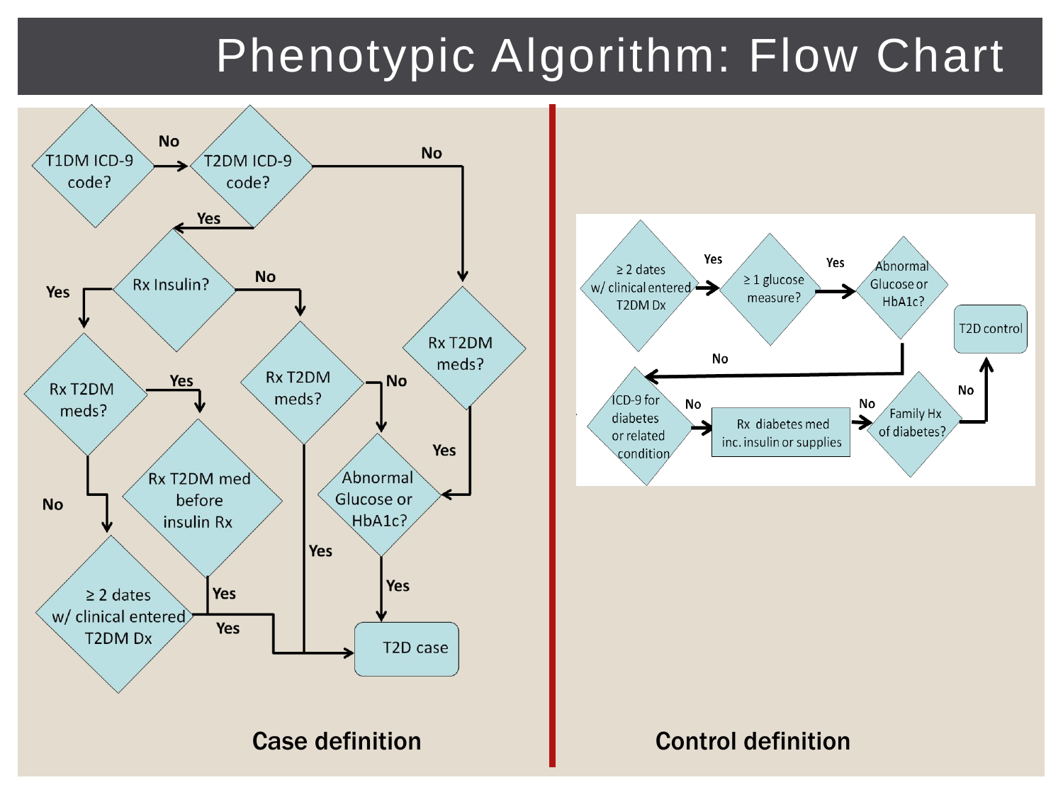# Phenotypic Algorithm: Flow Chart

## Case definition

- T1DM ICD-9 code?
  - No → T2DM ICD-9 code?
    - Yes → Rx Insulin?
      - Yes → Rx T2DM meds?
        - Yes → Rx T2DM med before insulin Rx
          - Yes → T2D case
        - No → ≥ 2 dates w/ clinical entered T2DM Dx
          - Yes → T2D case
      - No → Rx T2DM meds?
        - Yes → T2D case
        - No → Abnormal Glucose or HbA1c?
          - Yes → T2D case
    - No → Rx T2DM meds?
      - Yes → Abnormal Glucose or HbA1c?
        - Yes → T2D case

## Control definition

- ≥ 2 dates w/ clinical entered T2DM Dx
  - Yes → ≥ 1 glucose measure?
    - Yes → Abnormal Glucose or HbA1c?
      - No → ICD-9 for diabetes or related condition
        - No → Rx diabetes med inc. insulin or supplies
          - No → Family Hx of diabetes?
            - No → T2D control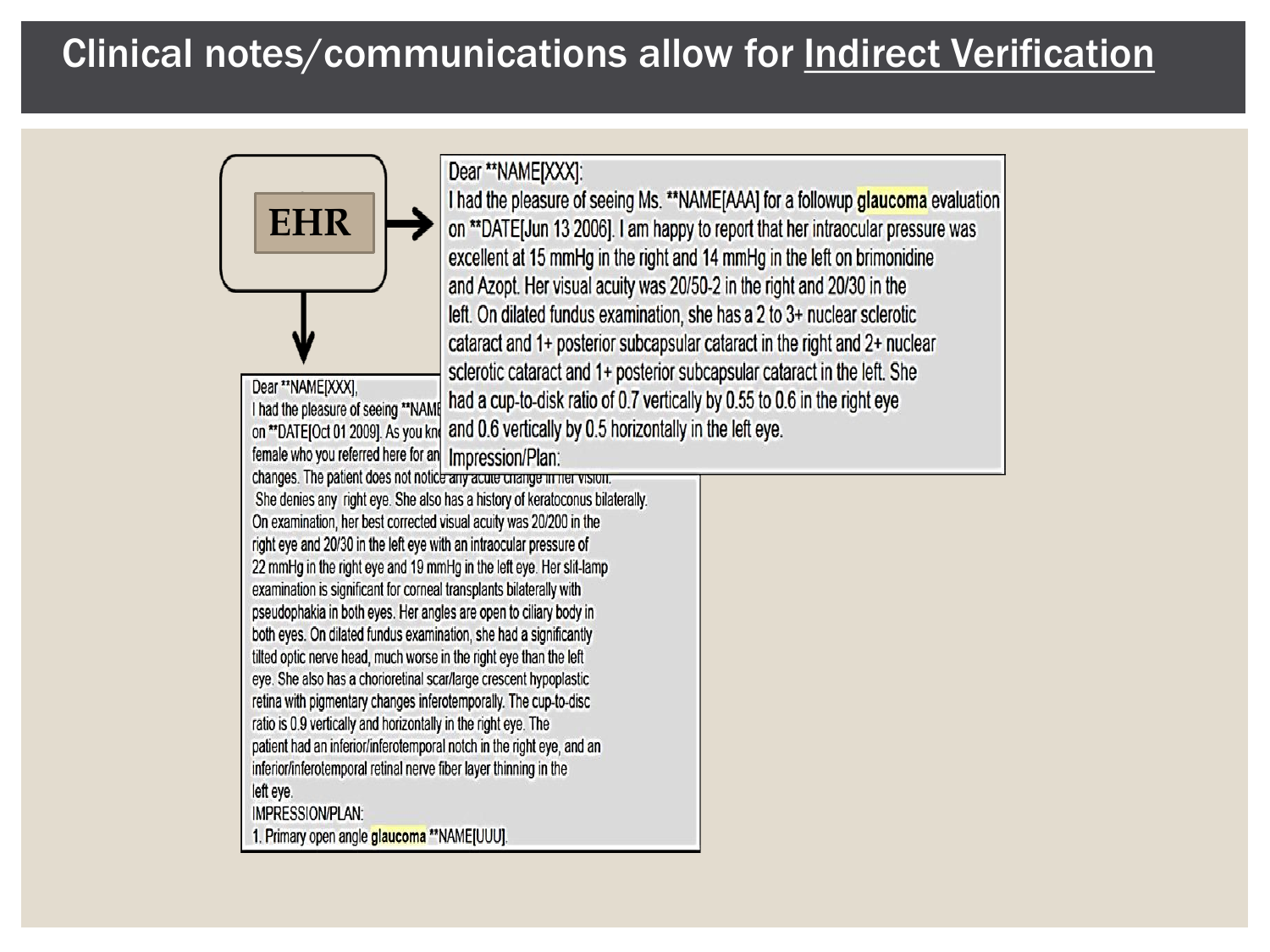# Clinical notes/communications allow for Indirect Verification

EHR

Dear **NAME[XXX]:
I had the pleasure of seeing Ms. **NAME[AAA] for a followup **glaucoma** evaluation on **DATE[Jun 13 2006]. I am happy to report that her intraocular pressure was excellent at 15 mmHg in the right and 14 mmHg in the left on brimonidine and Azopt. Her visual acuity was 20/50-2 in the right and 20/30 in the left. On dilated fundus examination, she has a 2 to 3+ nuclear sclerotic cataract and 1+ posterior subcapsular cataract in the right and 2+ nuclear sclerotic cataract and 1+ posterior subcapsular cataract in the left. She had a cup-to-disk ratio of 0.7 vertically by 0.55 to 0.6 in the right eye and 0.6 vertically by 0.5 horizontally in the left eye.
Impression/Plan:

Dear **NAME[XXX],
I had the pleasure of seeing **NAME
on **DATE[Oct 01 2009]. As you kn
female who you referred here for an
changes. The patient does not notice any acute change in her vision.
She denies any right eye. She also has a history of keratoconus bilaterally.
On examination, her best corrected visual acuity was 20/200 in the right eye and 20/30 in the left eye with an intraocular pressure of 22 mmHg in the right eye and 19 mmHg in the left eye. Her slit-lamp examination is significant for corneal transplants bilaterally with pseudophakia in both eyes. Her angles are open to ciliary body in both eyes. On dilated fundus examination, she had a significantly tilted optic nerve head, much worse in the right eye than the left eye. She also has a chorioretinal scar/large crescent hypoplastic retina with pigmentary changes inferotemporally. The cup-to-disc ratio is 0.9 vertically and horizontally in the right eye. The patient had an inferior/inferotemporal notch in the right eye, and an inferior/inferotemporal retinal nerve fiber layer thinning in the left eye.
IMPRESSION/PLAN:
1. Primary open angle **glaucoma** **NAME[UUU].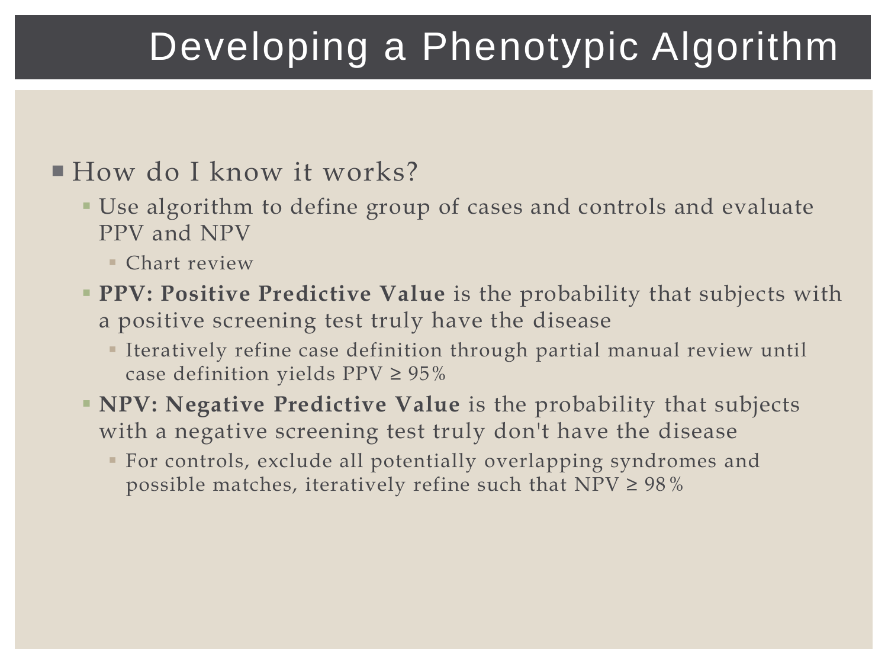# Developing a Phenotypic Algorithm

- How do I know it works?
  - Use algorithm to define group of cases and controls and evaluate PPV and NPV
    - Chart review
  - **PPV: Positive Predictive Value** is the probability that subjects with a positive screening test truly have the disease
    - Iteratively refine case definition through partial manual review until case definition yields PPV ≥ 95%
  - **NPV: Negative Predictive Value** is the probability that subjects with a negative screening test truly don't have the disease
    - For controls, exclude all potentially overlapping syndromes and possible matches, iteratively refine such that NPV ≥ 98%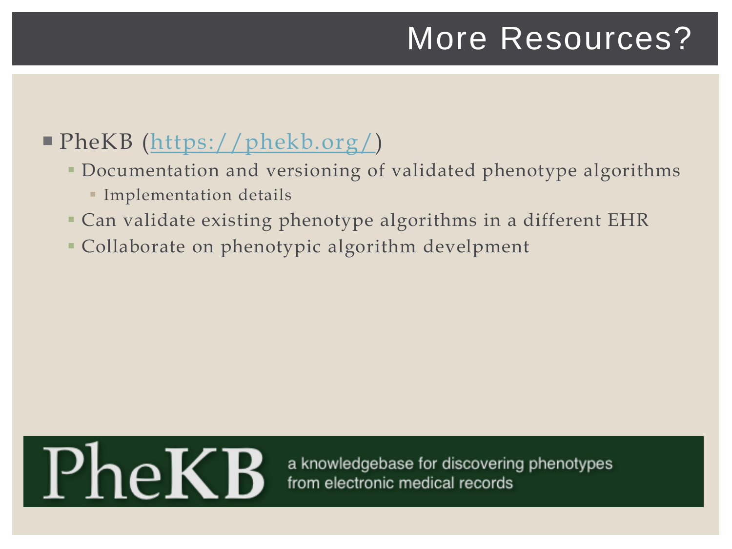# More Resources?

- PheKB ([https://phekb.org/](https://phekb.org/))
  - Documentation and versioning of validated phenotype algorithms
    - Implementation details
  - Can validate existing phenotype algorithms in a different EHR
  - Collaborate on phenotypic algorithm develpment

PheKB

a knowledgebase for discovering phenotypes from electronic medical records